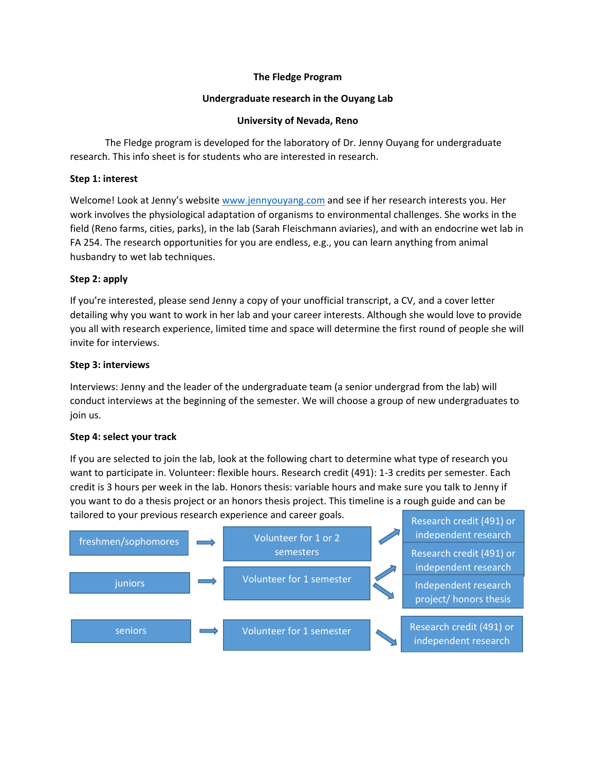**The Fledge Program**

**Undergraduate research in the Ouyang Lab**

**University of Nevada, Reno**

The Fledge program is developed for the laboratory of Dr. Jenny Ouyang for undergraduate research. This info sheet is for students who are interested in research.

**Step 1: interest**

Welcome! Look at Jenny's website [www.jennyouyang.com](http://www.jennyouyang.com) and see if her research interests you. Her work involves the physiological adaptation of organisms to environmental challenges. She works in the field (Reno farms, cities, parks), in the lab (Sarah Fleischmann aviaries), and with an endocrine wet lab in FA 254. The research opportunities for you are endless, e.g., you can learn anything from animal husbandry to wet lab techniques.

**Step 2: apply**

If you're interested, please send Jenny a copy of your unofficial transcript, a CV, and a cover letter detailing why you want to work in her lab and your career interests. Although she would love to provide you all with research experience, limited time and space will determine the first round of people she will invite for interviews.

**Step 3: interviews**

Interviews: Jenny and the leader of the undergraduate team (a senior undergrad from the lab) will conduct interviews at the beginning of the semester. We will choose a group of new undergraduates to join us.

**Step 4: select your track**

If you are selected to join the lab, look at the following chart to determine what type of research you want to participate in. Volunteer: flexible hours. Research credit (491): 1-3 credits per semester. Each credit is 3 hours per week in the lab. Honors thesis: variable hours and make sure you talk to Jenny if you want to do a thesis project or an honors thesis project. This timeline is a rough guide and can be tailored to your previous research experience and career goals.

- freshmen/sophomores → Volunteer for 1 or 2 semesters → Research credit (491) or independent research
- juniors → Volunteer for 1 semester → Research credit (491) or independent research; Independent research project/ honors thesis
- seniors → Volunteer for 1 semester → Research credit (491) or independent research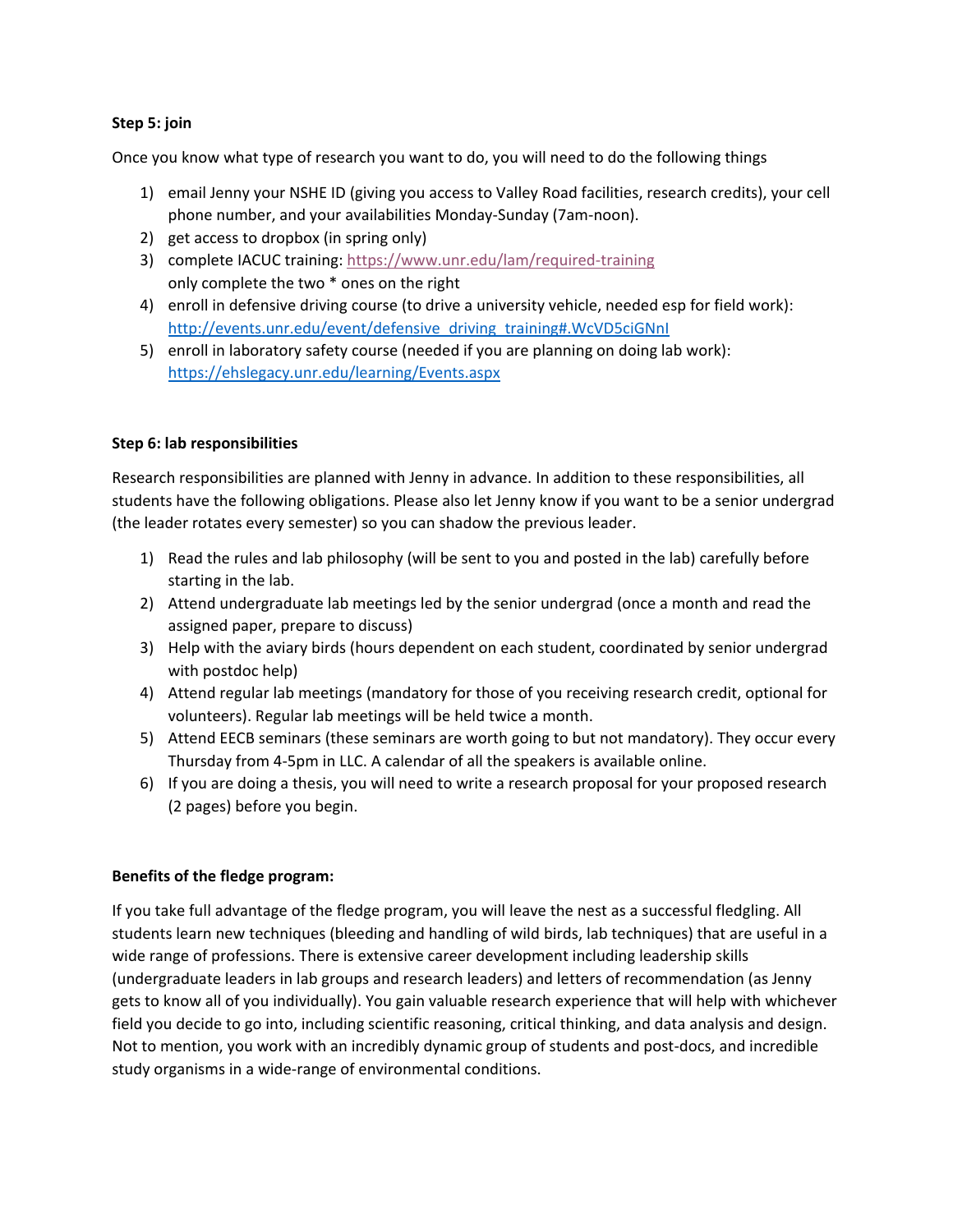**Step 5: join**

Once you know what type of research you want to do, you will need to do the following things

1) email Jenny your NSHE ID (giving you access to Valley Road facilities, research credits), your cell phone number, and your availabilities Monday-Sunday (7am-noon).
2) get access to dropbox (in spring only)
3) complete IACUC training: https://www.unr.edu/lam/required-training
   only complete the two * ones on the right
4) enroll in defensive driving course (to drive a university vehicle, needed esp for field work): http://events.unr.edu/event/defensive_driving_training#.WcVD5ciGNnI
5) enroll in laboratory safety course (needed if you are planning on doing lab work): https://ehslegacy.unr.edu/learning/Events.aspx

**Step 6: lab responsibilities**

Research responsibilities are planned with Jenny in advance. In addition to these responsibilities, all students have the following obligations. Please also let Jenny know if you want to be a senior undergrad (the leader rotates every semester) so you can shadow the previous leader.

1) Read the rules and lab philosophy (will be sent to you and posted in the lab) carefully before starting in the lab.
2) Attend undergraduate lab meetings led by the senior undergrad (once a month and read the assigned paper, prepare to discuss)
3) Help with the aviary birds (hours dependent on each student, coordinated by senior undergrad with postdoc help)
4) Attend regular lab meetings (mandatory for those of you receiving research credit, optional for volunteers). Regular lab meetings will be held twice a month.
5) Attend EECB seminars (these seminars are worth going to but not mandatory). They occur every Thursday from 4-5pm in LLC. A calendar of all the speakers is available online.
6) If you are doing a thesis, you will need to write a research proposal for your proposed research (2 pages) before you begin.

**Benefits of the fledge program:**

If you take full advantage of the fledge program, you will leave the nest as a successful fledgling. All students learn new techniques (bleeding and handling of wild birds, lab techniques) that are useful in a wide range of professions. There is extensive career development including leadership skills (undergraduate leaders in lab groups and research leaders) and letters of recommendation (as Jenny gets to know all of you individually). You gain valuable research experience that will help with whichever field you decide to go into, including scientific reasoning, critical thinking, and data analysis and design. Not to mention, you work with an incredibly dynamic group of students and post-docs, and incredible study organisms in a wide-range of environmental conditions.